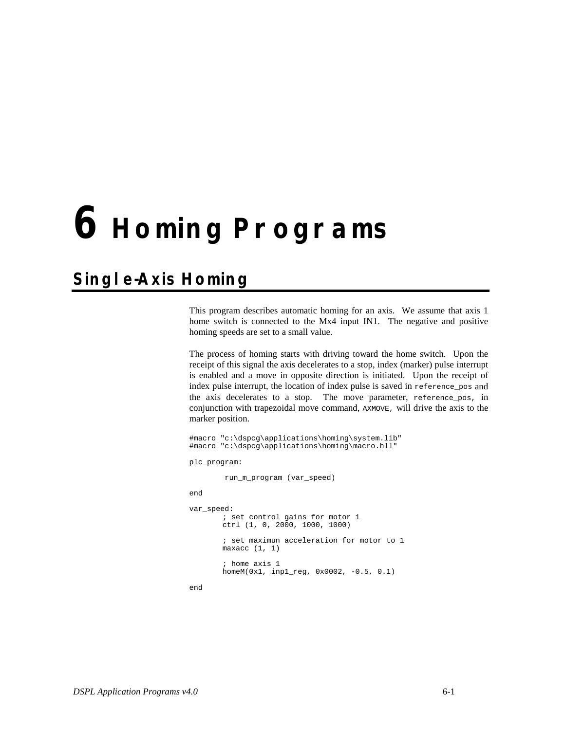# 6 Homing Programs

## Single-Axis Homing

This program describes automatic homing for an axis. We assume that axis 1 home switch is connected to the Mx4 input IN1. The negative and positive homing speeds are set to a small value.

The process of homing starts with driving toward the home switch. Upon the receipt of this signal the axis decelerates to a stop, index (marker) pulse interrupt is enabled and a move in opposite direction is initiated. Upon the receipt of index pulse interrupt, the location of index pulse is saved in `reference_pos` and the axis decelerates to a stop. The move parameter, `reference_pos`, in conjunction with trapezoidal move command, `AXMOVE`, will drive the axis to the marker position.

```
#macro "c:\dspcg\applications\homing\system.lib"
#macro "c:\dspcg\applications\homing\macro.hll"

plc_program:

        run_m_program (var_speed)

end

var_speed:
        ; set control gains for motor 1
        ctrl (1, 0, 2000, 1000, 1000)

        ; set maximun acceleration for motor to 1
        maxacc (1, 1)

        ; home axis 1
        homeM(0x1, inp1_reg, 0x0002, -0.5, 0.1)

end
```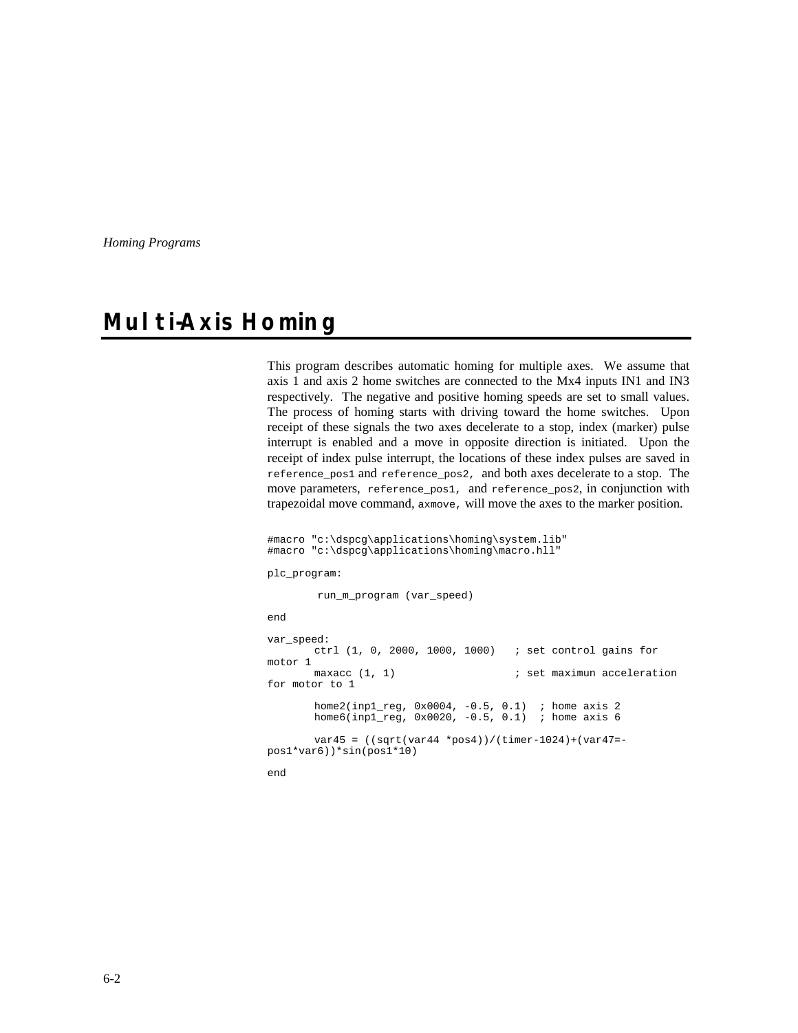## Multi-Axis Homing

This program describes automatic homing for multiple axes. We assume that axis 1 and axis 2 home switches are connected to the Mx4 inputs IN1 and IN3 respectively. The negative and positive homing speeds are set to small values. The process of homing starts with driving toward the home switches. Upon receipt of these signals the two axes decelerate to a stop, index (marker) pulse interrupt is enabled and a move in opposite direction is initiated. Upon the receipt of index pulse interrupt, the locations of these index pulses are saved in `reference_pos1` and `reference_pos2`, and both axes decelerate to a stop. The move parameters, `reference_pos1`, and `reference_pos2`, in conjunction with trapezoidal move command, `axmove`, will move the axes to the marker position.

```
#macro "c:\dspcg\applications\homing\system.lib"
#macro "c:\dspcg\applications\homing\macro.hll"

plc_program:

        run_m_program (var_speed)

end

var_speed:
       ctrl (1, 0, 2000, 1000, 1000)   ; set control gains for
motor 1
       maxacc (1, 1)                   ; set maximun acceleration
for motor to 1

       home2(inp1_reg, 0x0004, -0.5, 0.1)  ; home axis 2
       home6(inp1_reg, 0x0020, -0.5, 0.1)  ; home axis 6

       var45 = ((sqrt(var44 *pos4))/(timer-1024)+(var47=-
pos1*var6))*sin(pos1*10)

end
```